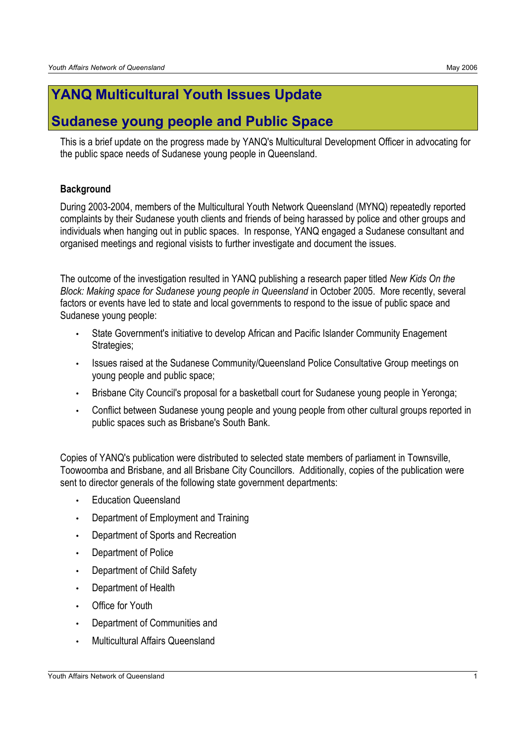# YANQ Multicultural Youth Issues Update

# Sudanese young people and Public Space

This is a brief update on the progress made by YANQ's Multicultural Development Officer in advocating for the public space needs of Sudanese young people in Queensland.

### Background

During 2003-2004, members of the Multicultural Youth Network Queensland (MYNQ) repeatedly reported complaints by their Sudanese youth clients and friends of being harassed by police and other groups and individuals when hanging out in public spaces. In response, YANQ engaged a Sudanese consultant and organised meetings and regional visits to further investigate and document the issues.

The outcome of the investigation resulted in YANQ publishing a research paper titled *New Kids On the Block: Making space for Sudanese young people in Queensland* in October 2005. More recently, several factors or events have led to state and local governments to respond to the issue of public space and Sudanese young people:

- State Government's initiative to develop African and Pacific Islander Community Engagement Strategies;
- Issues raised at the Sudanese Community/Queensland Police Consultative Group meetings on young people and public space;
- Brisbane City Council's proposal for a basketball court for Sudanese young people in Yeronga;
- Conflict between Sudanese young people and young people from other cultural groups reported in public spaces such as Brisbane's South Bank.

Copies of YANQ's publication were distributed to selected state members of parliament in Townsville, Toowoomba and Brisbane, and all Brisbane City Councillors. Additionally, copies of the publication were sent to director generals of the following state government departments:

- Education Queensland
- Department of Employment and Training
- Department of Sports and Recreation
- Department of Police
- Department of Child Safety
- Department of Health
- Office for Youth
- Department of Communities and
- Multicultural Affairs Queensland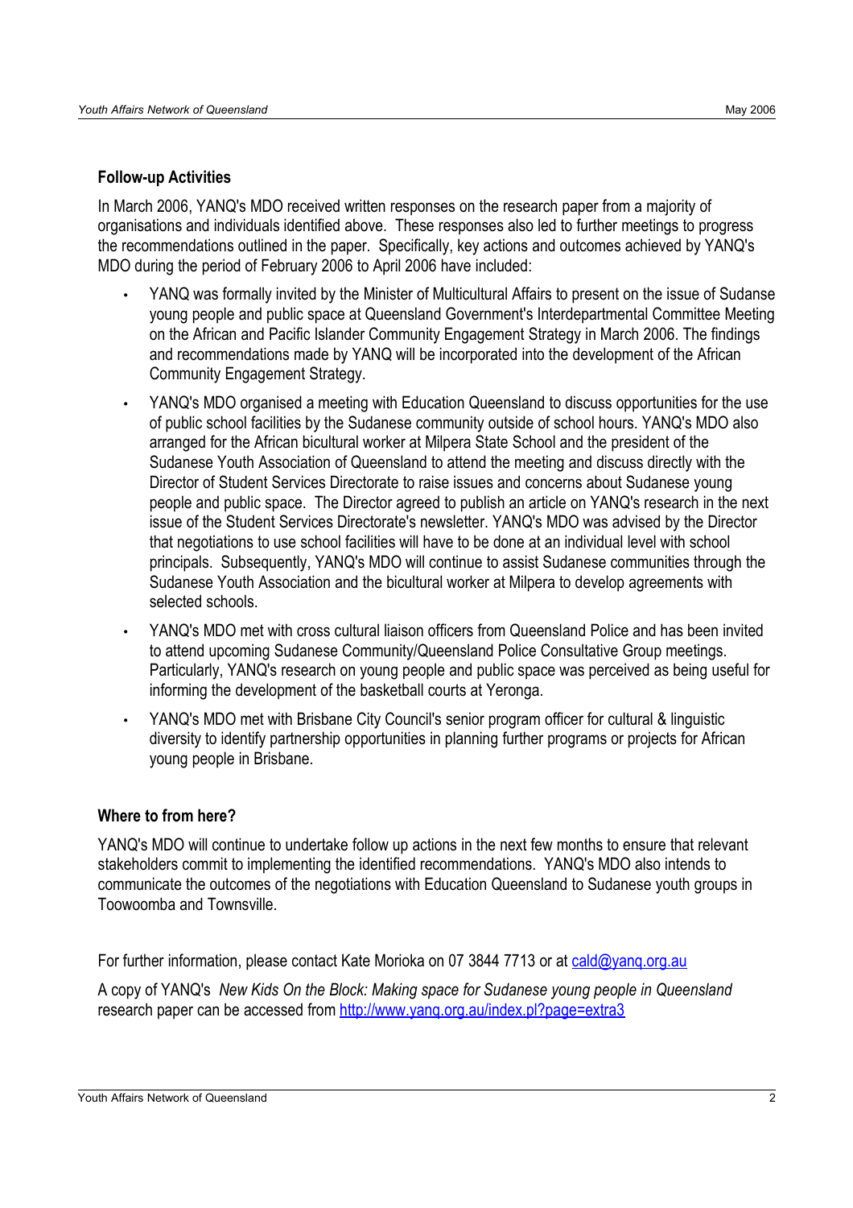**Follow-up Activities**

In March 2006, YANQ's MDO received written responses on the research paper from a majority of organisations and individuals identified above. These responses also led to further meetings to progress the recommendations outlined in the paper. Specifically, key actions and outcomes achieved by YANQ's MDO during the period of February 2006 to April 2006 have included:

- YANQ was formally invited by the Minister of Multicultural Affairs to present on the issue of Sudanse young people and public space at Queensland Government's Interdepartmental Committee Meeting on the African and Pacific Islander Community Engagement Strategy in March 2006. The findings and recommendations made by YANQ will be incorporated into the development of the African Community Engagement Strategy.
- YANQ's MDO organised a meeting with Education Queensland to discuss opportunities for the use of public school facilities by the Sudanese community outside of school hours. YANQ's MDO also arranged for the African bicultural worker at Milpera State School and the president of the Sudanese Youth Association of Queensland to attend the meeting and discuss directly with the Director of Student Services Directorate to raise issues and concerns about Sudanese young people and public space. The Director agreed to publish an article on YANQ's research in the next issue of the Student Services Directorate's newsletter. YANQ's MDO was advised by the Director that negotiations to use school facilities will have to be done at an individual level with school principals. Subsequently, YANQ's MDO will continue to assist Sudanese communities through the Sudanese Youth Association and the bicultural worker at Milpera to develop agreements with selected schools.
- YANQ's MDO met with cross cultural liaison officers from Queensland Police and has been invited to attend upcoming Sudanese Community/Queensland Police Consultative Group meetings. Particularly, YANQ's research on young people and public space was perceived as being useful for informing the development of the basketball courts at Yeronga.
- YANQ's MDO met with Brisbane City Council's senior program officer for cultural & linguistic diversity to identify partnership opportunities in planning further programs or projects for African young people in Brisbane.

**Where to from here?**

YANQ's MDO will continue to undertake follow up actions in the next few months to ensure that relevant stakeholders commit to implementing the identified recommendations. YANQ's MDO also intends to communicate the outcomes of the negotiations with Education Queensland to Sudanese youth groups in Toowoomba and Townsville.

For further information, please contact Kate Morioka on 07 3844 7713 or at cald@yanq.org.au

A copy of YANQ's *New Kids On the Block: Making space for Sudanese young people in Queensland* research paper can be accessed from http://www.yanq.org.au/index.pl?page=extra3